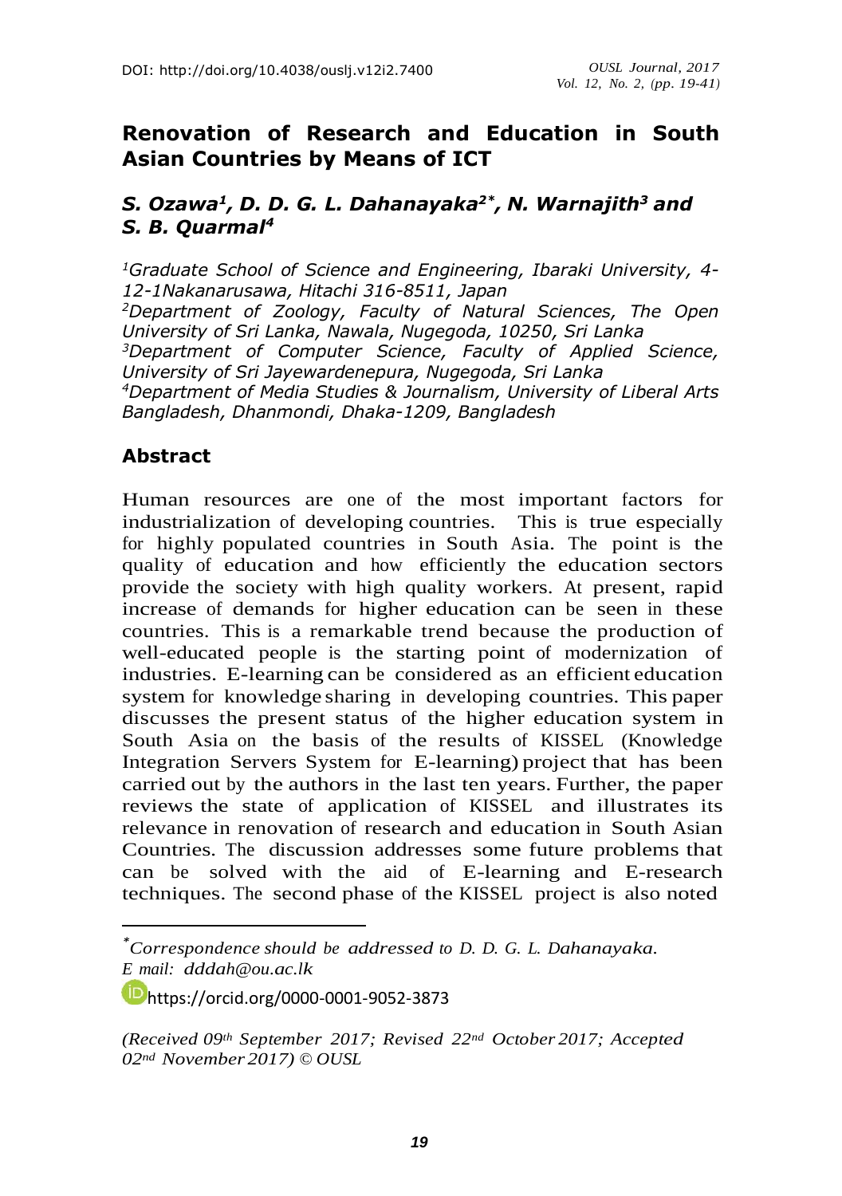DOI: http://doi.org/10.4038/ouslj.v12i2.7400

# Renovation of Research and Education in South Asian Countries by Means of ICT

***S. Ozawa[1], D. D. G. L. Dahanayaka[2*], N. Warnajith[3] and S. B. Quarmal[4]***

*[1]Graduate School of Science and Engineering, Ibaraki University, 4-12-1Nakanarusawa, Hitachi 316-8511, Japan*
*[2]Department of Zoology, Faculty of Natural Sciences, The Open University of Sri Lanka, Nawala, Nugegoda, 10250, Sri Lanka*
*[3]Department of Computer Science, Faculty of Applied Science, University of Sri Jayewardenepura, Nugegoda, Sri Lanka*
*[4]Department of Media Studies & Journalism, University of Liberal Arts Bangladesh, Dhanmondi, Dhaka-1209, Bangladesh*

## Abstract

Human resources are one of the most important factors for industrialization of developing countries. This is true especially for highly populated countries in South Asia. The point is the quality of education and how efficiently the education sectors provide the society with high quality workers. At present, rapid increase of demands for higher education can be seen in these countries. This is a remarkable trend because the production of well-educated people is the starting point of modernization of industries. E-learning can be considered as an efficient education system for knowledge sharing in developing countries. This paper discusses the present status of the higher education system in South Asia on the basis of the results of KISSEL (Knowledge Integration Servers System for E-learning) project that has been carried out by the authors in the last ten years. Further, the paper reviews the state of application of KISSEL and illustrates its relevance in renovation of research and education in South Asian Countries. The discussion addresses some future problems that can be solved with the aid of E-learning and E-research techniques. The second phase of the KISSEL project is also noted

---

*[*]Correspondence should be addressed to D. D. G. L. Dahanayaka.*
*E mail: dddah@ou.ac.lk*

https://orcid.org/0000-0001-9052-3873

*(Received 09th September 2017; Revised 22nd October 2017; Accepted 02nd November 2017) © OUSL*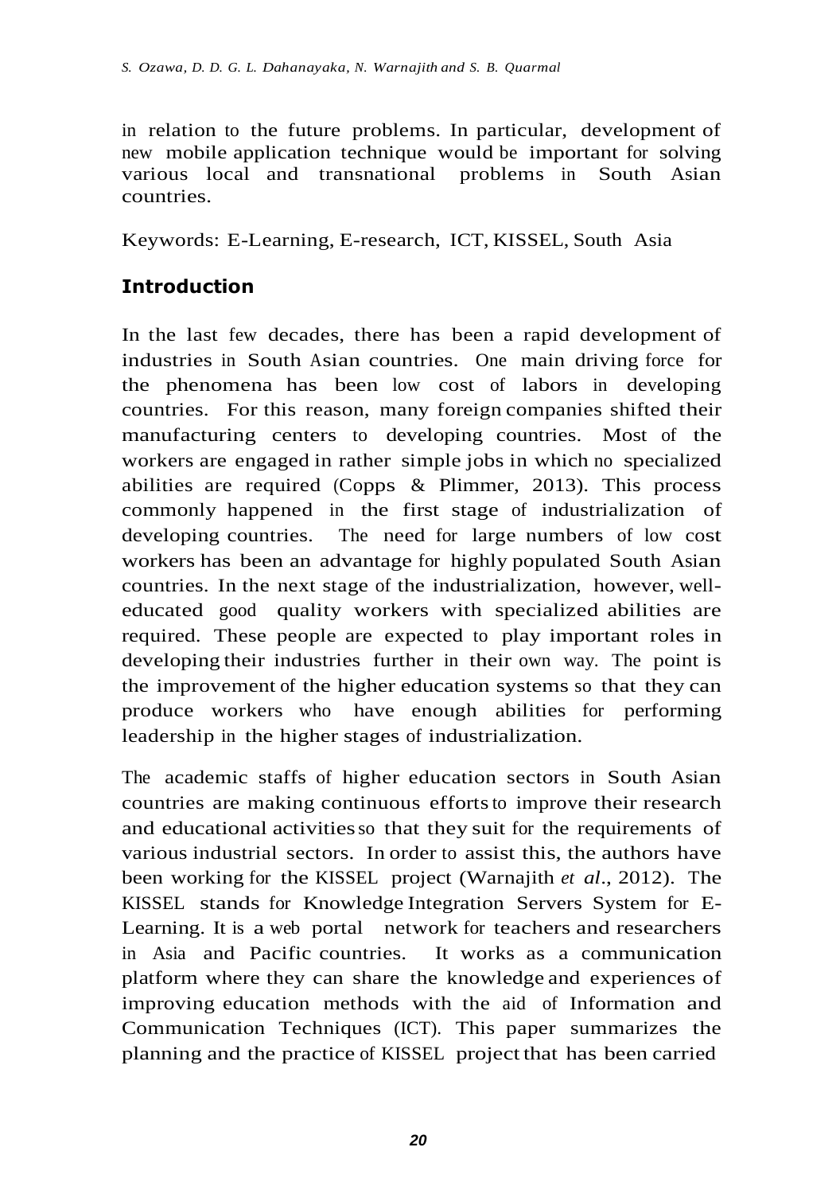in relation to the future problems. In particular, development of new mobile application technique would be important for solving various local and transnational problems in South Asian countries.

Keywords: E-Learning, E-research, ICT, KISSEL, South Asia

## Introduction

In the last few decades, there has been a rapid development of industries in South Asian countries. One main driving force for the phenomena has been low cost of labors in developing countries. For this reason, many foreign companies shifted their manufacturing centers to developing countries. Most of the workers are engaged in rather simple jobs in which no specialized abilities are required (Copps & Plimmer, 2013). This process commonly happened in the first stage of industrialization of developing countries. The need for large numbers of low cost workers has been an advantage for highly populated South Asian countries. In the next stage of the industrialization, however, well-educated good quality workers with specialized abilities are required. These people are expected to play important roles in developing their industries further in their own way. The point is the improvement of the higher education systems so that they can produce workers who have enough abilities for performing leadership in the higher stages of industrialization.

The academic staffs of higher education sectors in South Asian countries are making continuous efforts to improve their research and educational activities so that they suit for the requirements of various industrial sectors. In order to assist this, the authors have been working for the KISSEL project (Warnajith *et al*., 2012). The KISSEL stands for Knowledge Integration Servers System for E-Learning. It is a web portal network for teachers and researchers in Asia and Pacific countries. It works as a communication platform where they can share the knowledge and experiences of improving education methods with the aid of Information and Communication Techniques (ICT). This paper summarizes the planning and the practice of KISSEL project that has been carried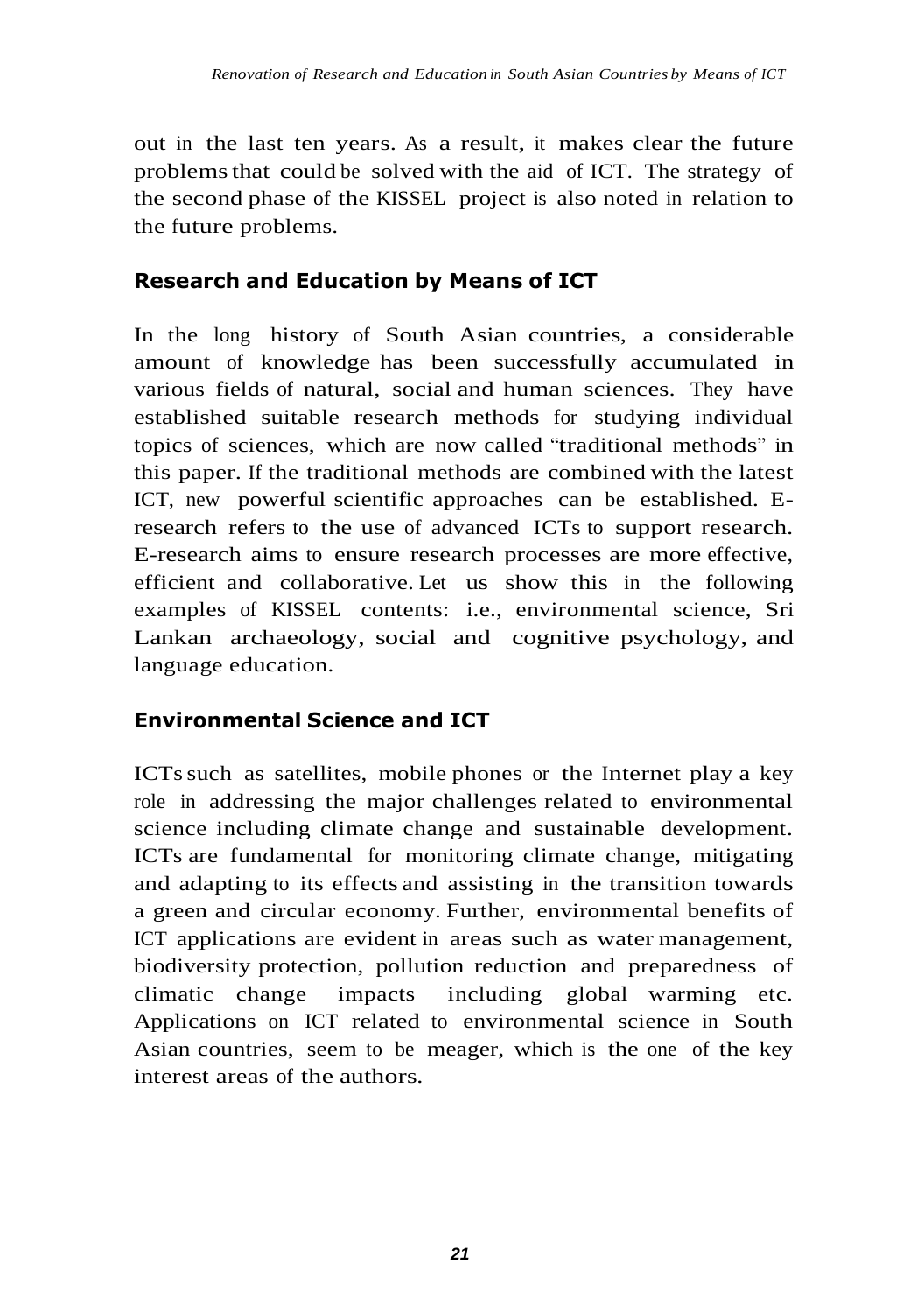out in the last ten years. As a result, it makes clear the future problems that could be solved with the aid of ICT. The strategy of the second phase of the KISSEL project is also noted in relation to the future problems.

## Research and Education by Means of ICT

In the long history of South Asian countries, a considerable amount of knowledge has been successfully accumulated in various fields of natural, social and human sciences. They have established suitable research methods for studying individual topics of sciences, which are now called "traditional methods" in this paper. If the traditional methods are combined with the latest ICT, new powerful scientific approaches can be established. E-research refers to the use of advanced ICTs to support research. E-research aims to ensure research processes are more effective, efficient and collaborative. Let us show this in the following examples of KISSEL contents: i.e., environmental science, Sri Lankan archaeology, social and cognitive psychology, and language education.

## Environmental Science and ICT

ICTs such as satellites, mobile phones or the Internet play a key role in addressing the major challenges related to environmental science including climate change and sustainable development. ICTs are fundamental for monitoring climate change, mitigating and adapting to its effects and assisting in the transition towards a green and circular economy. Further, environmental benefits of ICT applications are evident in areas such as water management, biodiversity protection, pollution reduction and preparedness of climatic change impacts including global warming etc. Applications on ICT related to environmental science in South Asian countries, seem to be meager, which is the one of the key interest areas of the authors.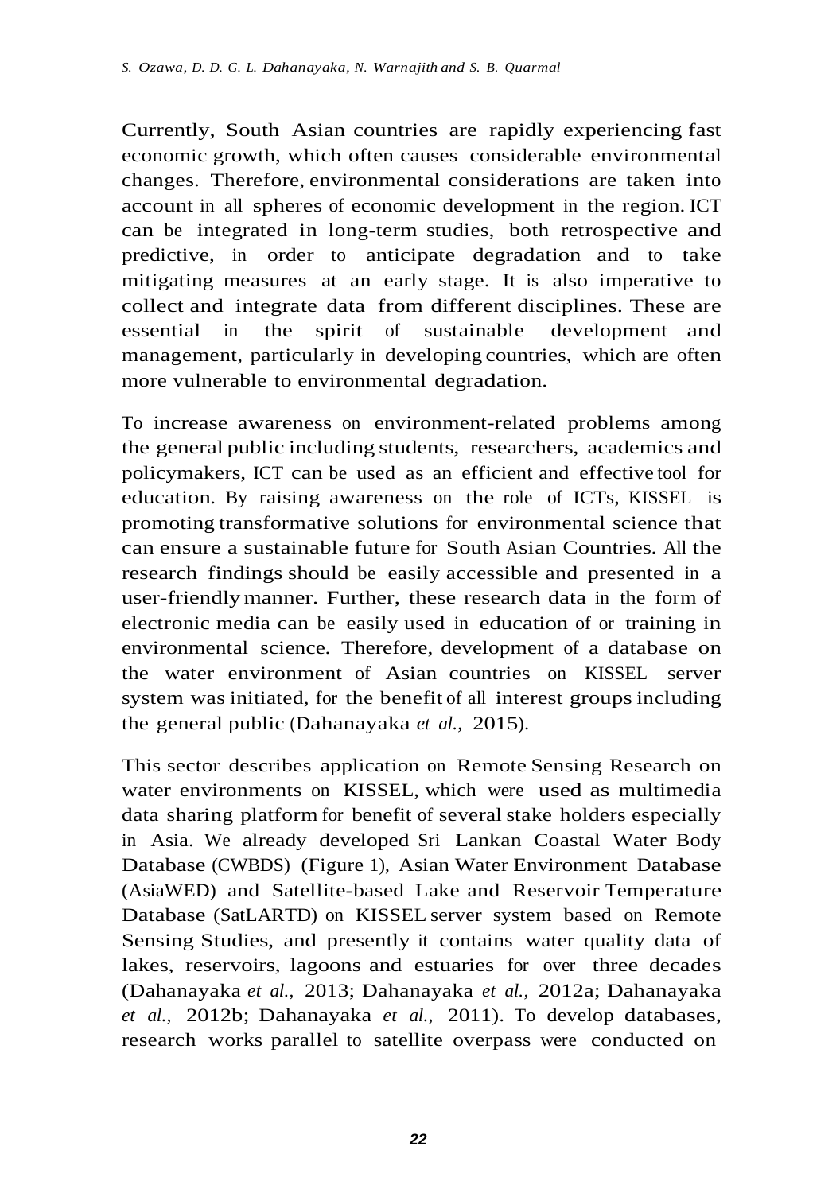Currently, South Asian countries are rapidly experiencing fast economic growth, which often causes considerable environmental changes. Therefore, environmental considerations are taken into account in all spheres of economic development in the region. ICT can be integrated in long-term studies, both retrospective and predictive, in order to anticipate degradation and to take mitigating measures at an early stage. It is also imperative to collect and integrate data from different disciplines. These are essential in the spirit of sustainable development and management, particularly in developing countries, which are often more vulnerable to environmental degradation.

To increase awareness on environment-related problems among the general public including students, researchers, academics and policymakers, ICT can be used as an efficient and effective tool for education. By raising awareness on the role of ICTs, KISSEL is promoting transformative solutions for environmental science that can ensure a sustainable future for South Asian Countries. All the research findings should be easily accessible and presented in a user-friendly manner. Further, these research data in the form of electronic media can be easily used in education of or training in environmental science. Therefore, development of a database on the water environment of Asian countries on KISSEL server system was initiated, for the benefit of all interest groups including the general public (Dahanayaka *et al.,* 2015).

This sector describes application on Remote Sensing Research on water environments on KISSEL, which were used as multimedia data sharing platform for benefit of several stake holders especially in Asia. We already developed Sri Lankan Coastal Water Body Database (CWBDS) (Figure 1), Asian Water Environment Database (AsiaWED) and Satellite-based Lake and Reservoir Temperature Database (SatLARTD) on KISSEL server system based on Remote Sensing Studies, and presently it contains water quality data of lakes, reservoirs, lagoons and estuaries for over three decades (Dahanayaka *et al.,* 2013; Dahanayaka *et al.,* 2012a; Dahanayaka *et al.,* 2012b; Dahanayaka *et al.,* 2011). To develop databases, research works parallel to satellite overpass were conducted on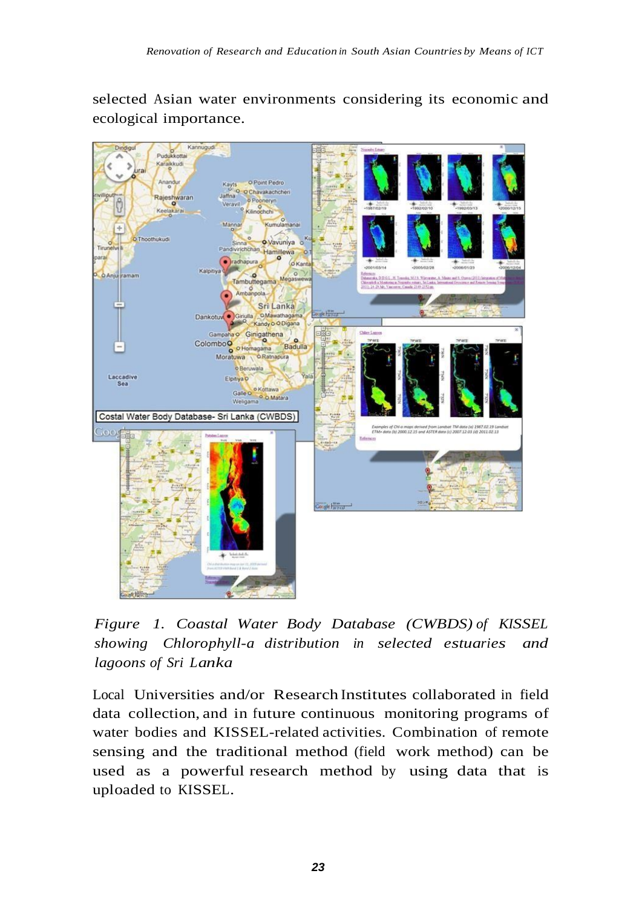selected Asian water environments considering its economic and ecological importance.

*Figure 1. Coastal Water Body Database (CWBDS) of KISSEL showing Chlorophyll-a distribution in selected estuaries and lagoons of Sri Lanka*

Local Universities and/or Research Institutes collaborated in field data collection, and in future continuous monitoring programs of water bodies and KISSEL-related activities. Combination of remote sensing and the traditional method (field work method) can be used as a powerful research method by using data that is uploaded to KISSEL.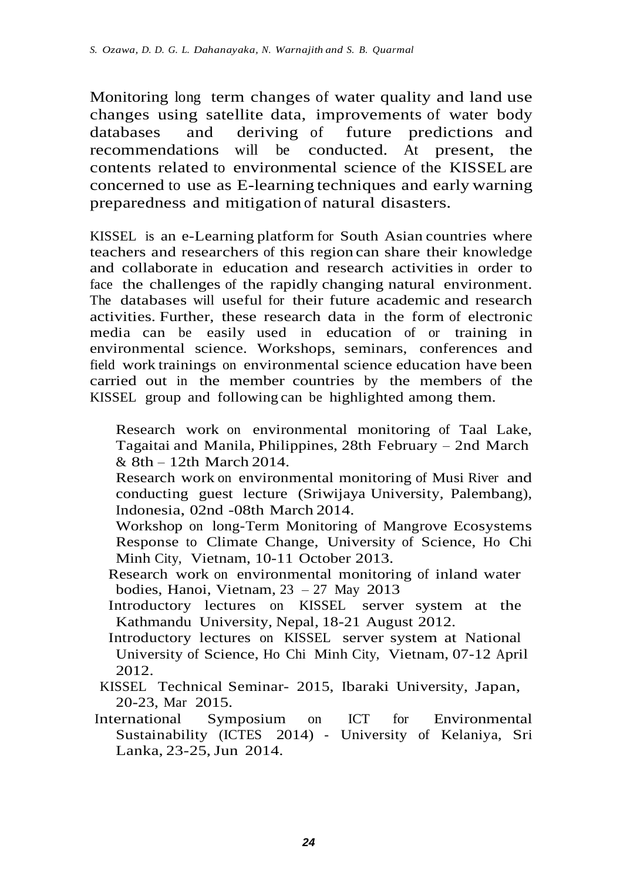Monitoring long term changes of water quality and land use changes using satellite data, improvements of water body databases and deriving of future predictions and recommendations will be conducted. At present, the contents related to environmental science of the KISSEL are concerned to use as E-learning techniques and early warning preparedness and mitigation of natural disasters.

KISSEL is an e-Learning platform for South Asian countries where teachers and researchers of this region can share their knowledge and collaborate in education and research activities in order to face the challenges of the rapidly changing natural environment. The databases will useful for their future academic and research activities. Further, these research data in the form of electronic media can be easily used in education of or training in environmental science. Workshops, seminars, conferences and field work trainings on environmental science education have been carried out in the member countries by the members of the KISSEL group and following can be highlighted among them.

- Research work on environmental monitoring of Taal Lake, Tagaitai and Manila, Philippines, 28th February – 2nd March & 8th – 12th March 2014.
- Research work on environmental monitoring of Musi River and conducting guest lecture (Sriwijaya University, Palembang), Indonesia, 02nd -08th March 2014.
- Workshop on long-Term Monitoring of Mangrove Ecosystems Response to Climate Change, University of Science, Ho Chi Minh City, Vietnam, 10-11 October 2013.
- Research work on environmental monitoring of inland water bodies, Hanoi, Vietnam, 23 – 27 May 2013
- Introductory lectures on KISSEL server system at the Kathmandu University, Nepal, 18-21 August 2012.
- Introductory lectures on KISSEL server system at National University of Science, Ho Chi Minh City, Vietnam, 07-12 April 2012.
- KISSEL Technical Seminar- 2015, Ibaraki University, Japan, 20-23, Mar 2015.
- International Symposium on ICT for Environmental Sustainability (ICTES 2014) - University of Kelaniya, Sri Lanka, 23-25, Jun 2014.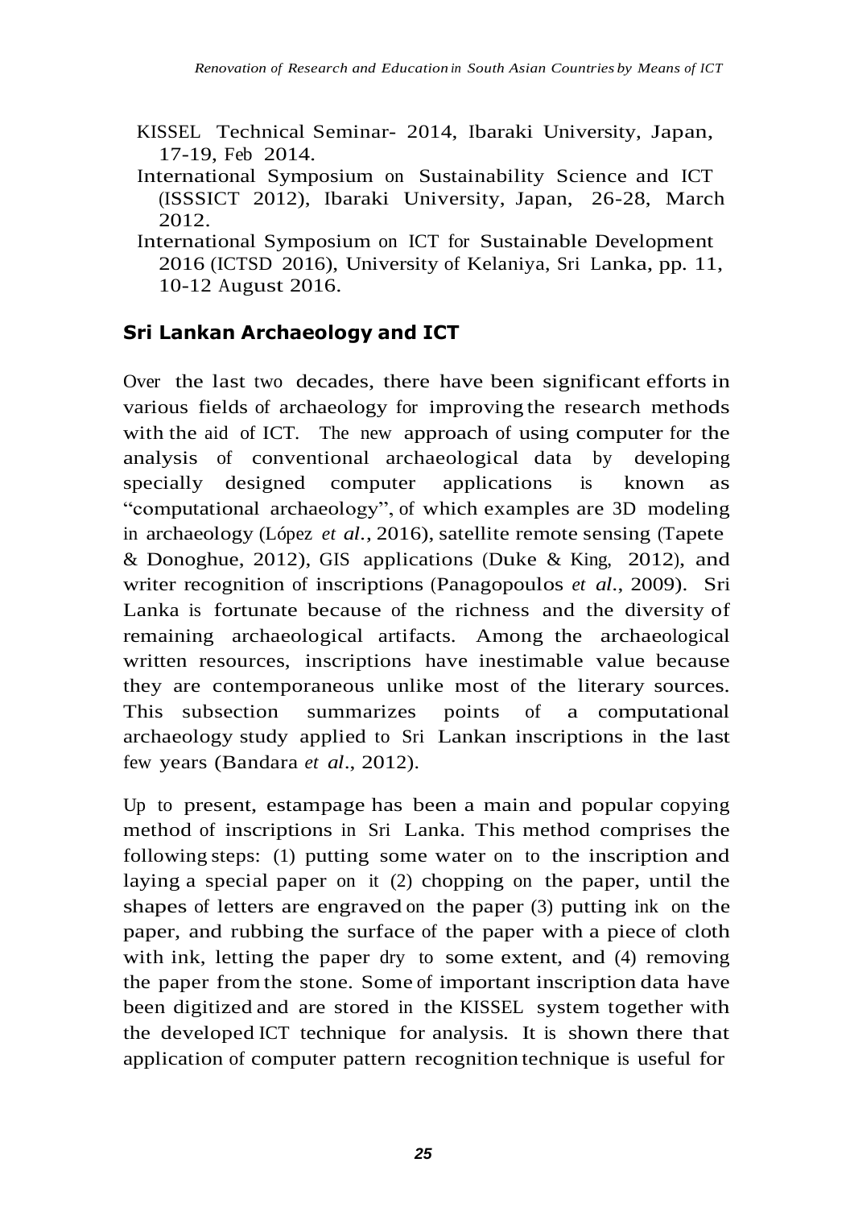KISSEL Technical Seminar- 2014, Ibaraki University, Japan, 17-19, Feb 2014.

International Symposium on Sustainability Science and ICT (ISSSICT 2012), Ibaraki University, Japan, 26-28, March 2012.

International Symposium on ICT for Sustainable Development 2016 (ICTSD 2016), University of Kelaniya, Sri Lanka, pp. 11, 10-12 August 2016.

## Sri Lankan Archaeology and ICT

Over the last two decades, there have been significant efforts in various fields of archaeology for improving the research methods with the aid of ICT. The new approach of using computer for the analysis of conventional archaeological data by developing specially designed computer applications is known as "computational archaeology", of which examples are 3D modeling in archaeology (López *et al.*, 2016), satellite remote sensing (Tapete & Donoghue, 2012), GIS applications (Duke & King, 2012), and writer recognition of inscriptions (Panagopoulos *et al.*, 2009). Sri Lanka is fortunate because of the richness and the diversity of remaining archaeological artifacts. Among the archaeological written resources, inscriptions have inestimable value because they are contemporaneous unlike most of the literary sources. This subsection summarizes points of a computational archaeology study applied to Sri Lankan inscriptions in the last few years (Bandara *et al*., 2012).

Up to present, estampage has been a main and popular copying method of inscriptions in Sri Lanka. This method comprises the following steps: (1) putting some water on to the inscription and laying a special paper on it (2) chopping on the paper, until the shapes of letters are engraved on the paper (3) putting ink on the paper, and rubbing the surface of the paper with a piece of cloth with ink, letting the paper dry to some extent, and (4) removing the paper from the stone. Some of important inscription data have been digitized and are stored in the KISSEL system together with the developed ICT technique for analysis. It is shown there that application of computer pattern recognition technique is useful for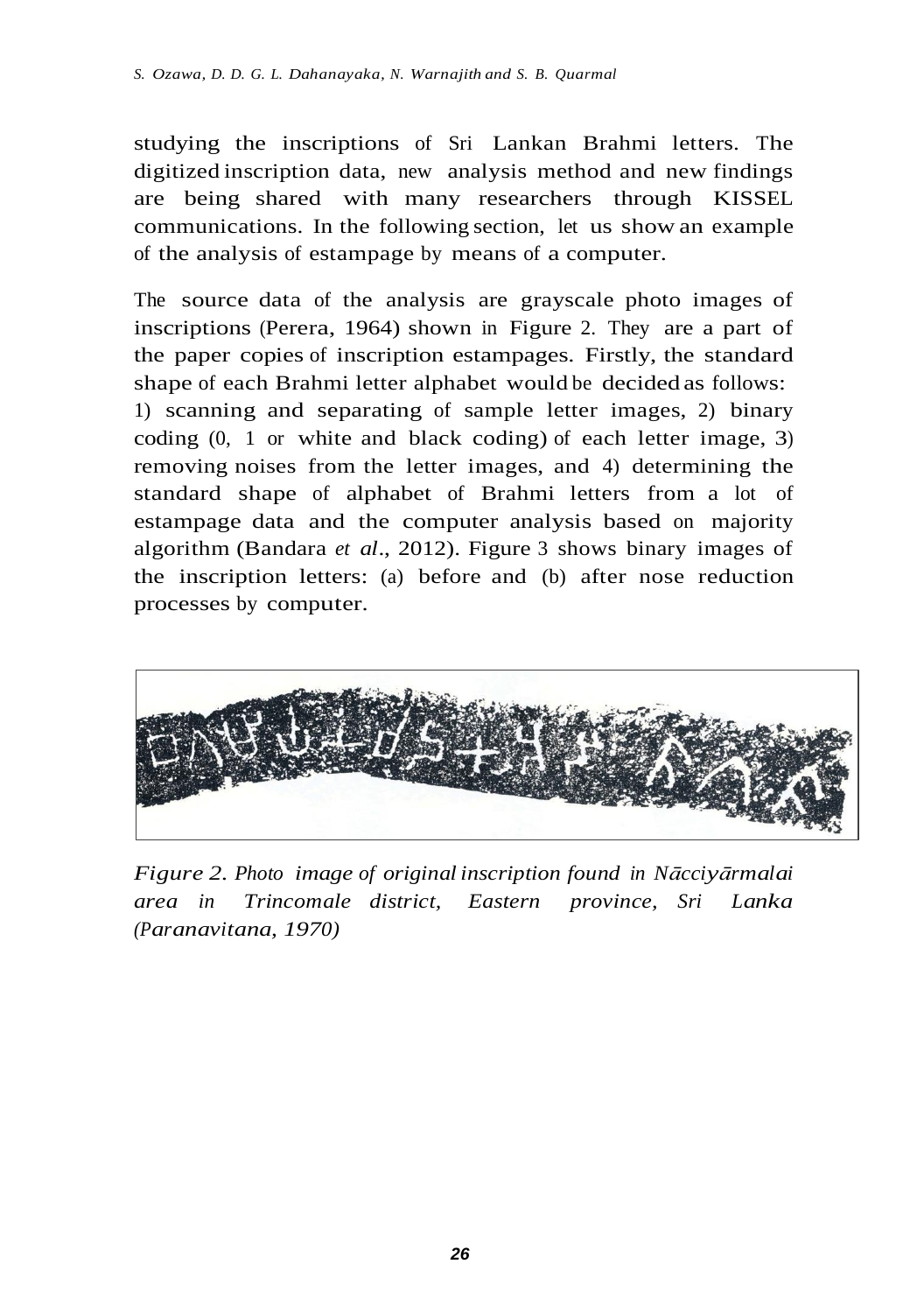studying the inscriptions of Sri Lankan Brahmi letters. The digitized inscription data, new analysis method and new findings are being shared with many researchers through KISSEL communications. In the following section, let us show an example of the analysis of estampage by means of a computer.

The source data of the analysis are grayscale photo images of inscriptions (Perera, 1964) shown in Figure 2. They are a part of the paper copies of inscription estampages. Firstly, the standard shape of each Brahmi letter alphabet would be decided as follows: 1) scanning and separating of sample letter images, 2) binary coding (0, 1 or white and black coding) of each letter image, 3) removing noises from the letter images, and 4) determining the standard shape of alphabet of Brahmi letters from a lot of estampage data and the computer analysis based on majority algorithm (Bandara *et al*., 2012). Figure 3 shows binary images of the inscription letters: (a) before and (b) after nose reduction processes by computer.

*Figure 2. Photo image of original inscription found in Nācciyārmalai area in Trincomale district, Eastern province, Sri Lanka (Paranavitana, 1970)*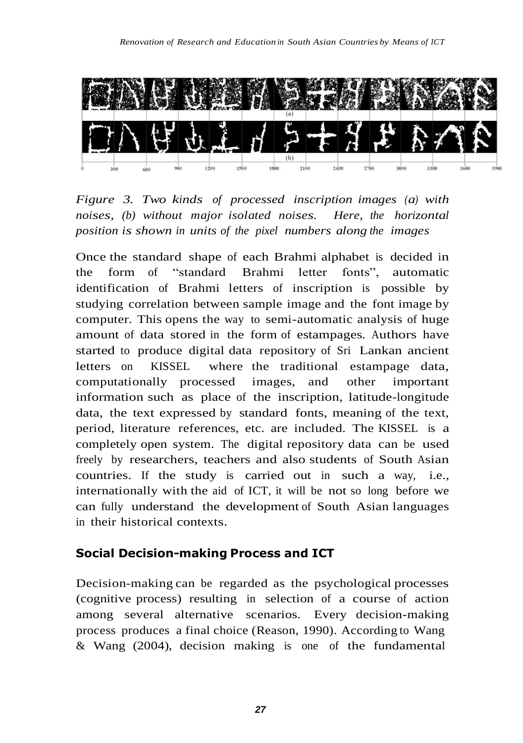*Figure 3. Two kinds of processed inscription images (a) with noises, (b) without major isolated noises. Here, the horizontal position is shown in units of the pixel numbers along the images*

Once the standard shape of each Brahmi alphabet is decided in the form of "standard Brahmi letter fonts", automatic identification of Brahmi letters of inscription is possible by studying correlation between sample image and the font image by computer. This opens the way to semi-automatic analysis of huge amount of data stored in the form of estampages. Authors have started to produce digital data repository of Sri Lankan ancient letters on KISSEL where the traditional estampage data, computationally processed images, and other important information such as place of the inscription, latitude-longitude data, the text expressed by standard fonts, meaning of the text, period, literature references, etc. are included. The KISSEL is a completely open system. The digital repository data can be used freely by researchers, teachers and also students of South Asian countries. If the study is carried out in such a way, i.e., internationally with the aid of ICT, it will be not so long before we can fully understand the development of South Asian languages in their historical contexts.

## Social Decision-making Process and ICT

Decision-making can be regarded as the psychological processes (cognitive process) resulting in selection of a course of action among several alternative scenarios. Every decision-making process produces a final choice (Reason, 1990). According to Wang & Wang (2004), decision making is one of the fundamental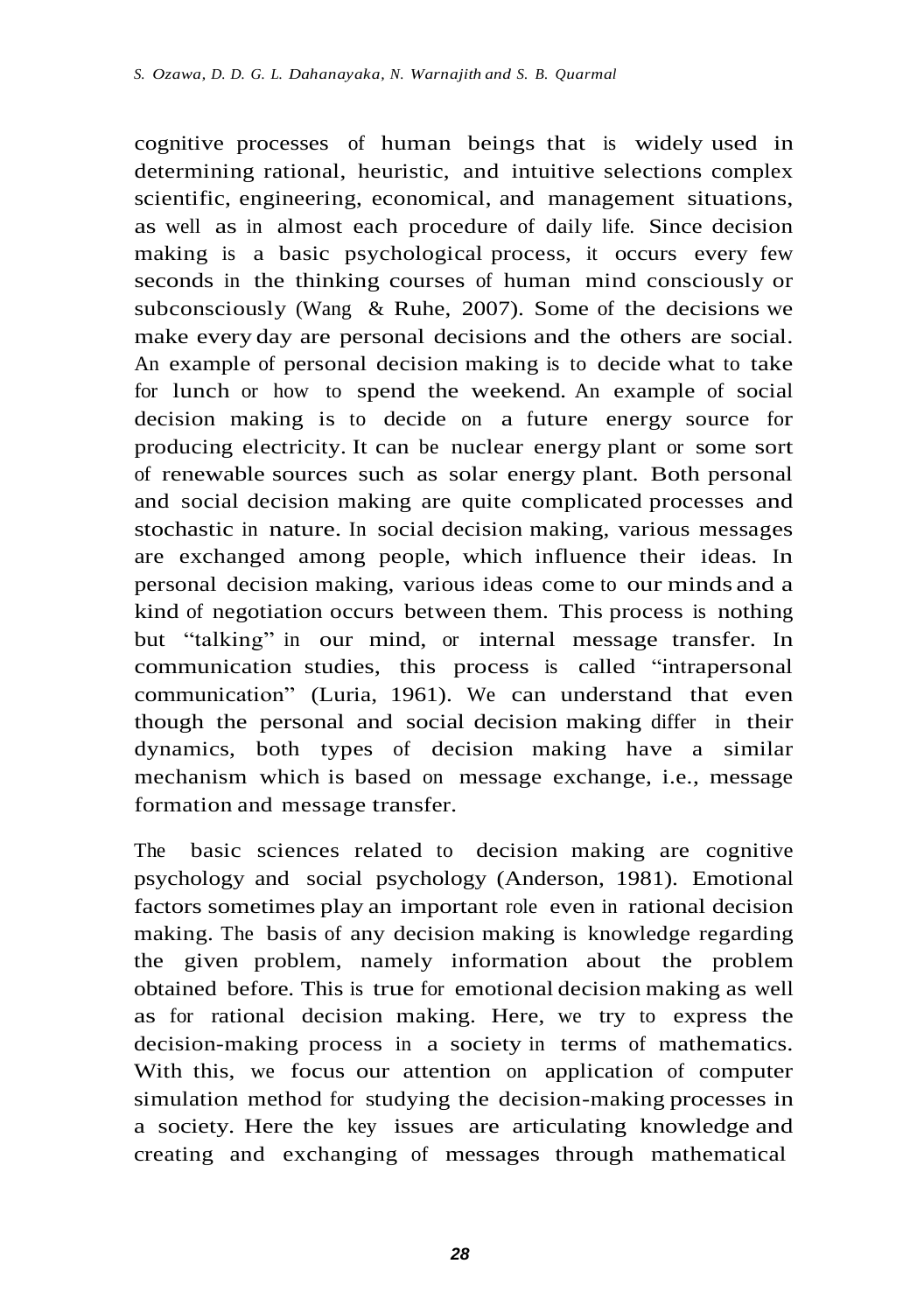cognitive processes of human beings that is widely used in determining rational, heuristic, and intuitive selections complex scientific, engineering, economical, and management situations, as well as in almost each procedure of daily life. Since decision making is a basic psychological process, it occurs every few seconds in the thinking courses of human mind consciously or subconsciously (Wang & Ruhe, 2007). Some of the decisions we make every day are personal decisions and the others are social. An example of personal decision making is to decide what to take for lunch or how to spend the weekend. An example of social decision making is to decide on a future energy source for producing electricity. It can be nuclear energy plant or some sort of renewable sources such as solar energy plant. Both personal and social decision making are quite complicated processes and stochastic in nature. In social decision making, various messages are exchanged among people, which influence their ideas. In personal decision making, various ideas come to our minds and a kind of negotiation occurs between them. This process is nothing but "talking" in our mind, or internal message transfer. In communication studies, this process is called "intrapersonal communication" (Luria, 1961). We can understand that even though the personal and social decision making differ in their dynamics, both types of decision making have a similar mechanism which is based on message exchange, i.e., message formation and message transfer.

The basic sciences related to decision making are cognitive psychology and social psychology (Anderson, 1981). Emotional factors sometimes play an important role even in rational decision making. The basis of any decision making is knowledge regarding the given problem, namely information about the problem obtained before. This is true for emotional decision making as well as for rational decision making. Here, we try to express the decision-making process in a society in terms of mathematics. With this, we focus our attention on application of computer simulation method for studying the decision-making processes in a society. Here the key issues are articulating knowledge and creating and exchanging of messages through mathematical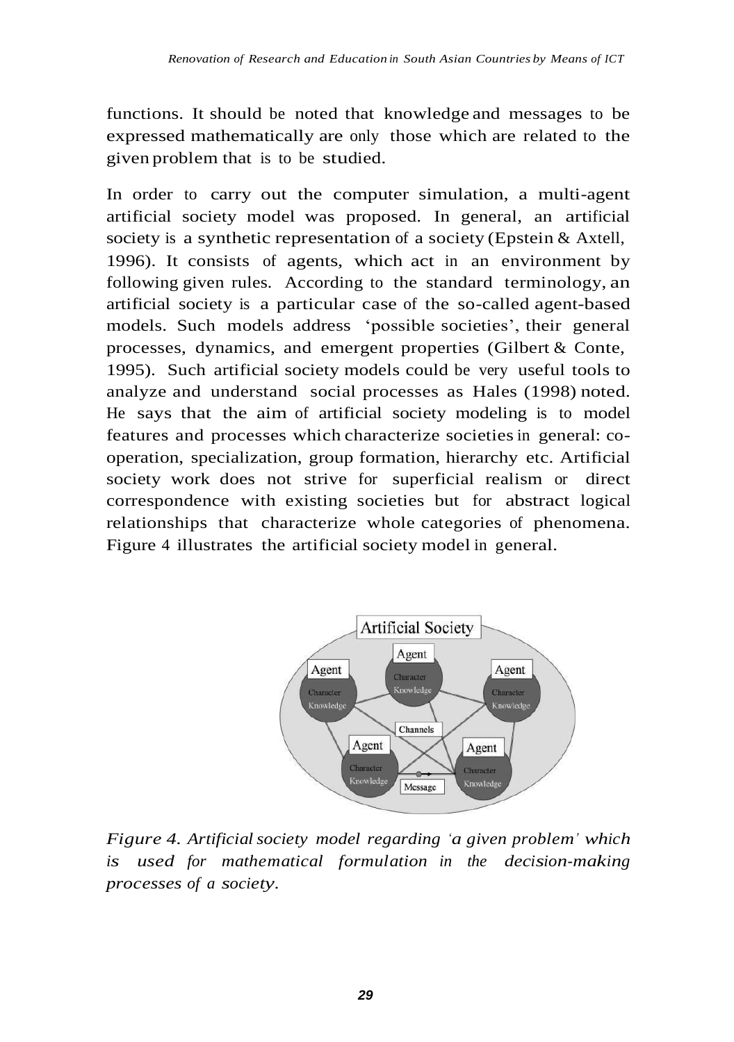functions. It should be noted that knowledge and messages to be expressed mathematically are only those which are related to the given problem that is to be studied.

In order to carry out the computer simulation, a multi-agent artificial society model was proposed. In general, an artificial society is a synthetic representation of a society (Epstein & Axtell, 1996). It consists of agents, which act in an environment by following given rules. According to the standard terminology, an artificial society is a particular case of the so-called agent-based models. Such models address 'possible societies', their general processes, dynamics, and emergent properties (Gilbert & Conte, 1995). Such artificial society models could be very useful tools to analyze and understand social processes as Hales (1998) noted. He says that the aim of artificial society modeling is to model features and processes which characterize societies in general: co-operation, specialization, group formation, hierarchy etc. Artificial society work does not strive for superficial realism or direct correspondence with existing societies but for abstract logical relationships that characterize whole categories of phenomena. Figure 4 illustrates the artificial society model in general.

*Figure 4. Artificial society model regarding 'a given problem' which is used for mathematical formulation in the decision-making processes of a society.*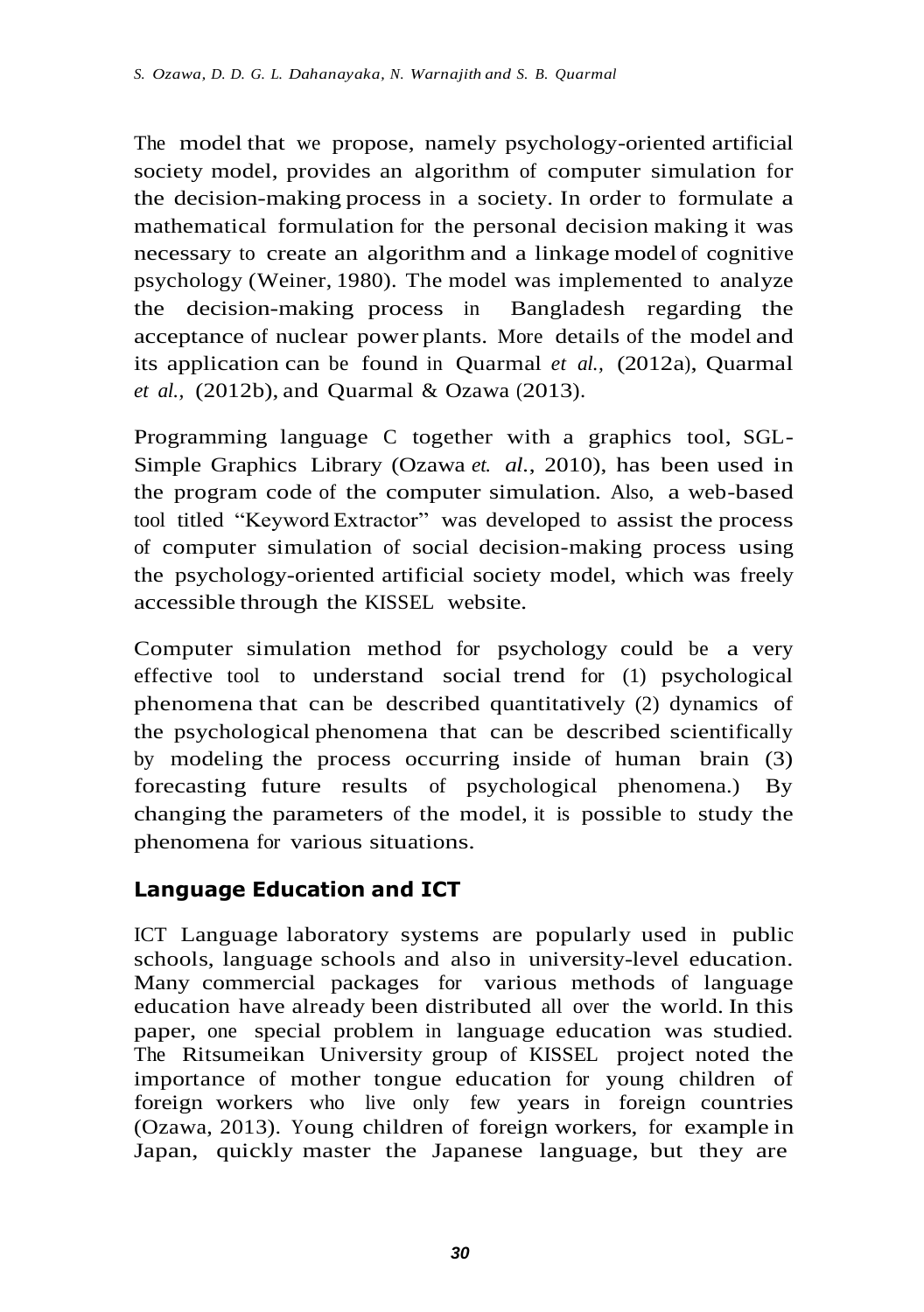The model that we propose, namely psychology-oriented artificial society model, provides an algorithm of computer simulation for the decision-making process in a society. In order to formulate a mathematical formulation for the personal decision making it was necessary to create an algorithm and a linkage model of cognitive psychology (Weiner, 1980). The model was implemented to analyze the decision-making process in Bangladesh regarding the acceptance of nuclear power plants. More details of the model and its application can be found in Quarmal *et al.,* (2012a), Quarmal *et al.,* (2012b), and Quarmal & Ozawa (2013).

Programming language C together with a graphics tool, SGL-Simple Graphics Library (Ozawa *et. al.*, 2010), has been used in the program code of the computer simulation. Also, a web-based tool titled "Keyword Extractor" was developed to assist the process of computer simulation of social decision-making process using the psychology-oriented artificial society model, which was freely accessible through the KISSEL website.

Computer simulation method for psychology could be a very effective tool to understand social trend for (1) psychological phenomena that can be described quantitatively (2) dynamics of the psychological phenomena that can be described scientifically by modeling the process occurring inside of human brain (3) forecasting future results of psychological phenomena.) By changing the parameters of the model, it is possible to study the phenomena for various situations.

## Language Education and ICT

ICT Language laboratory systems are popularly used in public schools, language schools and also in university-level education. Many commercial packages for various methods of language education have already been distributed all over the world. In this paper, one special problem in language education was studied. The Ritsumeikan University group of KISSEL project noted the importance of mother tongue education for young children of foreign workers who live only few years in foreign countries (Ozawa, 2013). Young children of foreign workers, for example in Japan, quickly master the Japanese language, but they are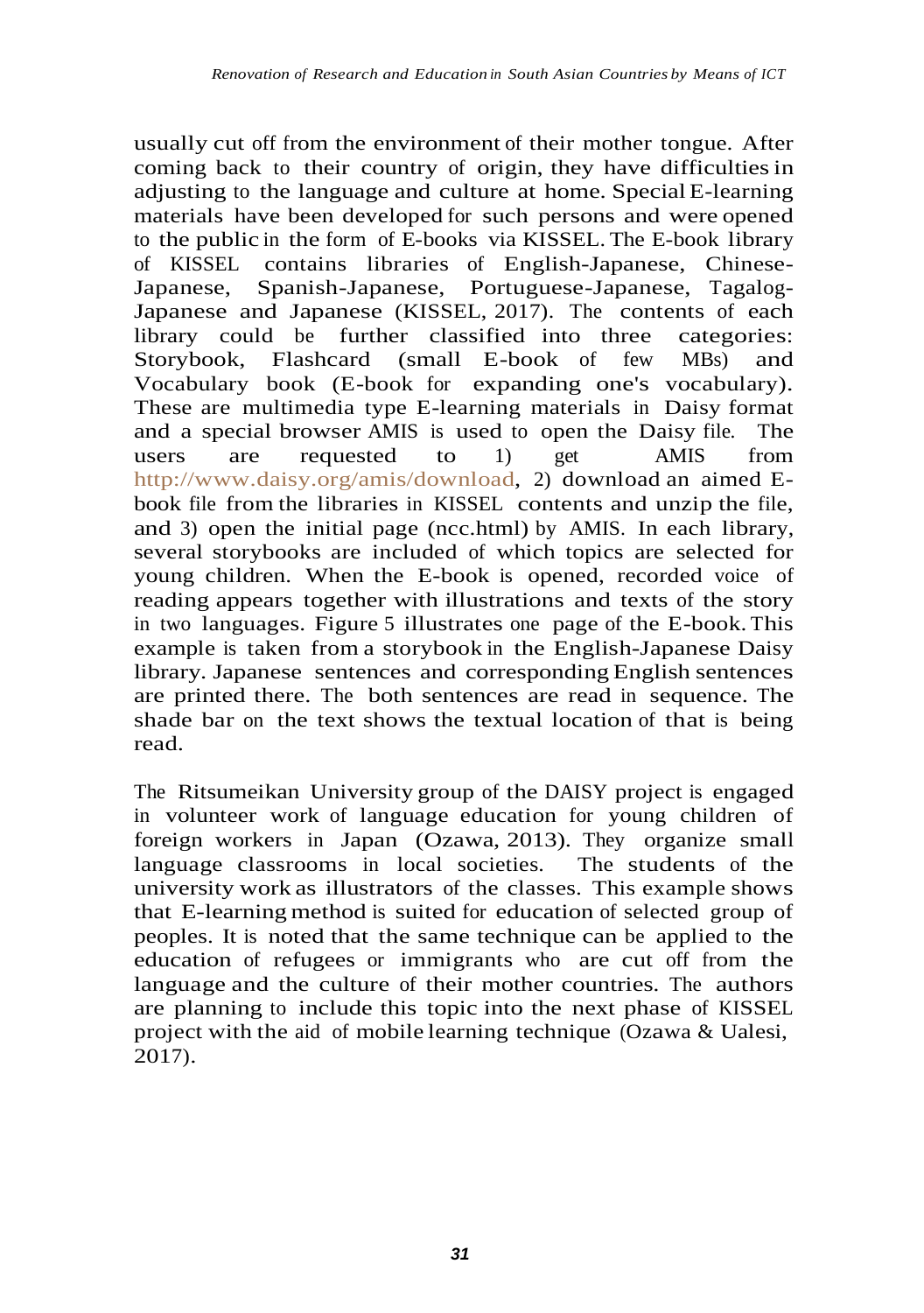usually cut off from the environment of their mother tongue. After coming back to their country of origin, they have difficulties in adjusting to the language and culture at home. Special E-learning materials have been developed for such persons and were opened to the public in the form of E-books via KISSEL. The E-book library of KISSEL contains libraries of English-Japanese, Chinese-Japanese, Spanish-Japanese, Portuguese-Japanese, Tagalog-Japanese and Japanese (KISSEL, 2017). The contents of each library could be further classified into three categories: Storybook, Flashcard (small E-book of few MBs) and Vocabulary book (E-book for expanding one's vocabulary). These are multimedia type E-learning materials in Daisy format and a special browser AMIS is used to open the Daisy file. The users are requested to 1) get AMIS from http://www.daisy.org/amis/download, 2) download an aimed E-book file from the libraries in KISSEL contents and unzip the file, and 3) open the initial page (ncc.html) by AMIS. In each library, several storybooks are included of which topics are selected for young children. When the E-book is opened, recorded voice of reading appears together with illustrations and texts of the story in two languages. Figure 5 illustrates one page of the E-book. This example is taken from a storybook in the English-Japanese Daisy library. Japanese sentences and corresponding English sentences are printed there. The both sentences are read in sequence. The shade bar on the text shows the textual location of that is being read.

The Ritsumeikan University group of the DAISY project is engaged in volunteer work of language education for young children of foreign workers in Japan (Ozawa, 2013). They organize small language classrooms in local societies. The students of the university work as illustrators of the classes. This example shows that E-learning method is suited for education of selected group of peoples. It is noted that the same technique can be applied to the education of refugees or immigrants who are cut off from the language and the culture of their mother countries. The authors are planning to include this topic into the next phase of KISSEL project with the aid of mobile learning technique (Ozawa & Ualesi, 2017).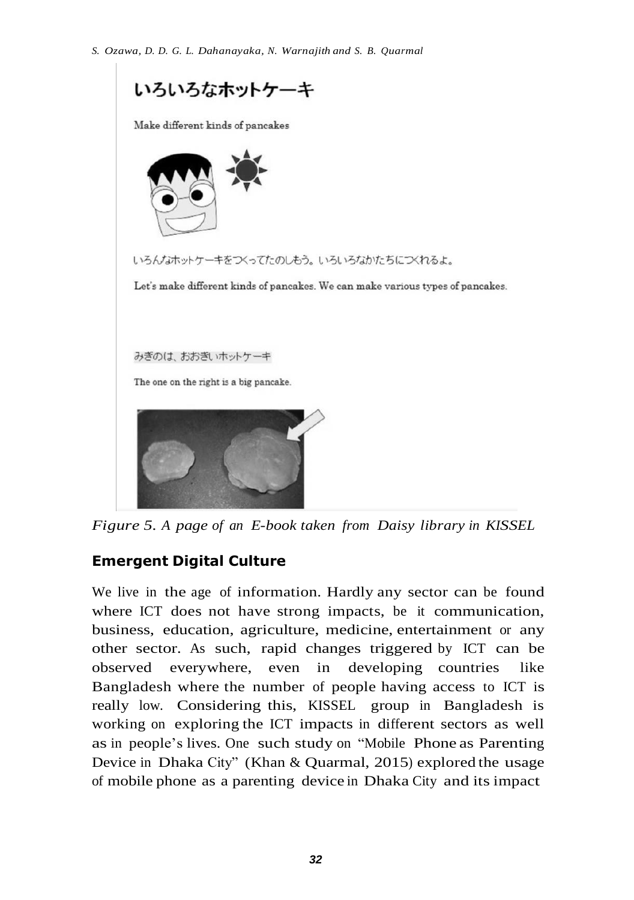いろいろなホットケーキ

Make different kinds of pancakes

いろんなホットケーキをつくってたのしもう。いろいろなかたちにつくれるよ。

Let's make different kinds of pancakes. We can make various types of pancakes.

みぎのは、おおきいホットケーキ

The one on the right is a big pancake.

*Figure 5. A page of an E-book taken from Daisy library in KISSEL*

## Emergent Digital Culture

We live in the age of information. Hardly any sector can be found where ICT does not have strong impacts, be it communication, business, education, agriculture, medicine, entertainment or any other sector. As such, rapid changes triggered by ICT can be observed everywhere, even in developing countries like Bangladesh where the number of people having access to ICT is really low. Considering this, KISSEL group in Bangladesh is working on exploring the ICT impacts in different sectors as well as in people's lives. One such study on "Mobile Phone as Parenting Device in Dhaka City" (Khan & Quarmal, 2015) explored the usage of mobile phone as a parenting device in Dhaka City and its impact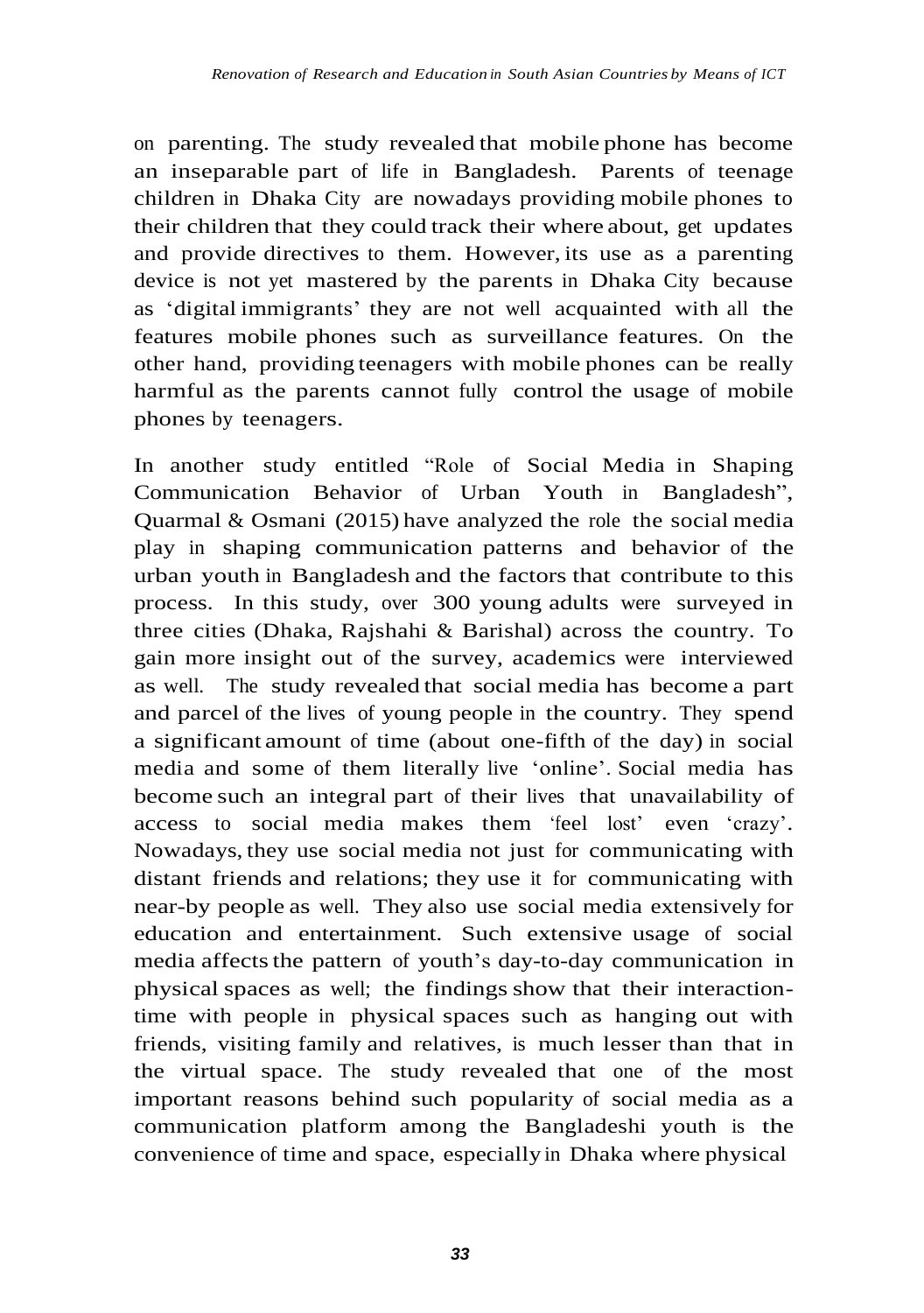on parenting. The study revealed that mobile phone has become an inseparable part of life in Bangladesh. Parents of teenage children in Dhaka City are nowadays providing mobile phones to their children that they could track their where about, get updates and provide directives to them. However, its use as a parenting device is not yet mastered by the parents in Dhaka City because as 'digital immigrants' they are not well acquainted with all the features mobile phones such as surveillance features. On the other hand, providing teenagers with mobile phones can be really harmful as the parents cannot fully control the usage of mobile phones by teenagers.

In another study entitled "Role of Social Media in Shaping Communication Behavior of Urban Youth in Bangladesh", Quarmal & Osmani (2015) have analyzed the role the social media play in shaping communication patterns and behavior of the urban youth in Bangladesh and the factors that contribute to this process. In this study, over 300 young adults were surveyed in three cities (Dhaka, Rajshahi & Barishal) across the country. To gain more insight out of the survey, academics were interviewed as well. The study revealed that social media has become a part and parcel of the lives of young people in the country. They spend a significant amount of time (about one-fifth of the day) in social media and some of them literally live 'online'. Social media has become such an integral part of their lives that unavailability of access to social media makes them 'feel lost' even 'crazy'. Nowadays, they use social media not just for communicating with distant friends and relations; they use it for communicating with near-by people as well. They also use social media extensively for education and entertainment. Such extensive usage of social media affects the pattern of youth's day-to-day communication in physical spaces as well; the findings show that their interaction-time with people in physical spaces such as hanging out with friends, visiting family and relatives, is much lesser than that in the virtual space. The study revealed that one of the most important reasons behind such popularity of social media as a communication platform among the Bangladeshi youth is the convenience of time and space, especially in Dhaka where physical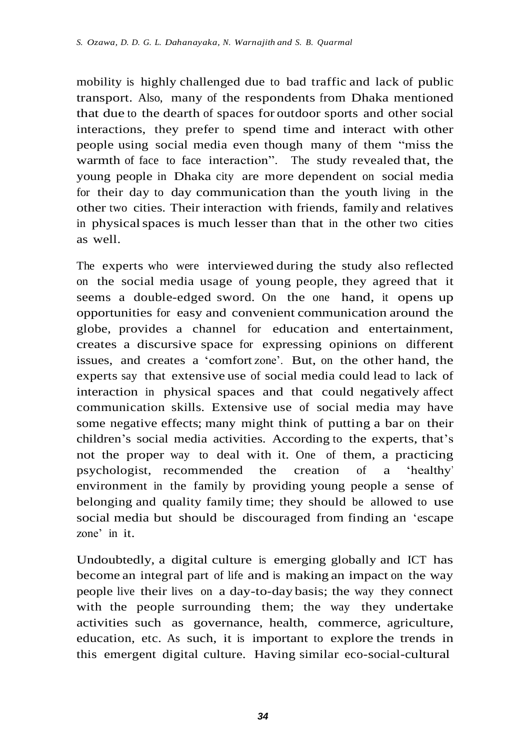mobility is highly challenged due to bad traffic and lack of public transport. Also, many of the respondents from Dhaka mentioned that due to the dearth of spaces for outdoor sports and other social interactions, they prefer to spend time and interact with other people using social media even though many of them "miss the warmth of face to face interaction". The study revealed that, the young people in Dhaka city are more dependent on social media for their day to day communication than the youth living in the other two cities. Their interaction with friends, family and relatives in physical spaces is much lesser than that in the other two cities as well.

The experts who were interviewed during the study also reflected on the social media usage of young people, they agreed that it seems a double-edged sword. On the one hand, it opens up opportunities for easy and convenient communication around the globe, provides a channel for education and entertainment, creates a discursive space for expressing opinions on different issues, and creates a 'comfort zone'. But, on the other hand, the experts say that extensive use of social media could lead to lack of interaction in physical spaces and that could negatively affect communication skills. Extensive use of social media may have some negative effects; many might think of putting a bar on their children's social media activities. According to the experts, that's not the proper way to deal with it. One of them, a practicing psychologist, recommended the creation of a 'healthy' environment in the family by providing young people a sense of belonging and quality family time; they should be allowed to use social media but should be discouraged from finding an 'escape zone' in it.

Undoubtedly, a digital culture is emerging globally and ICT has become an integral part of life and is making an impact on the way people live their lives on a day-to-day basis; the way they connect with the people surrounding them; the way they undertake activities such as governance, health, commerce, agriculture, education, etc. As such, it is important to explore the trends in this emergent digital culture. Having similar eco-social-cultural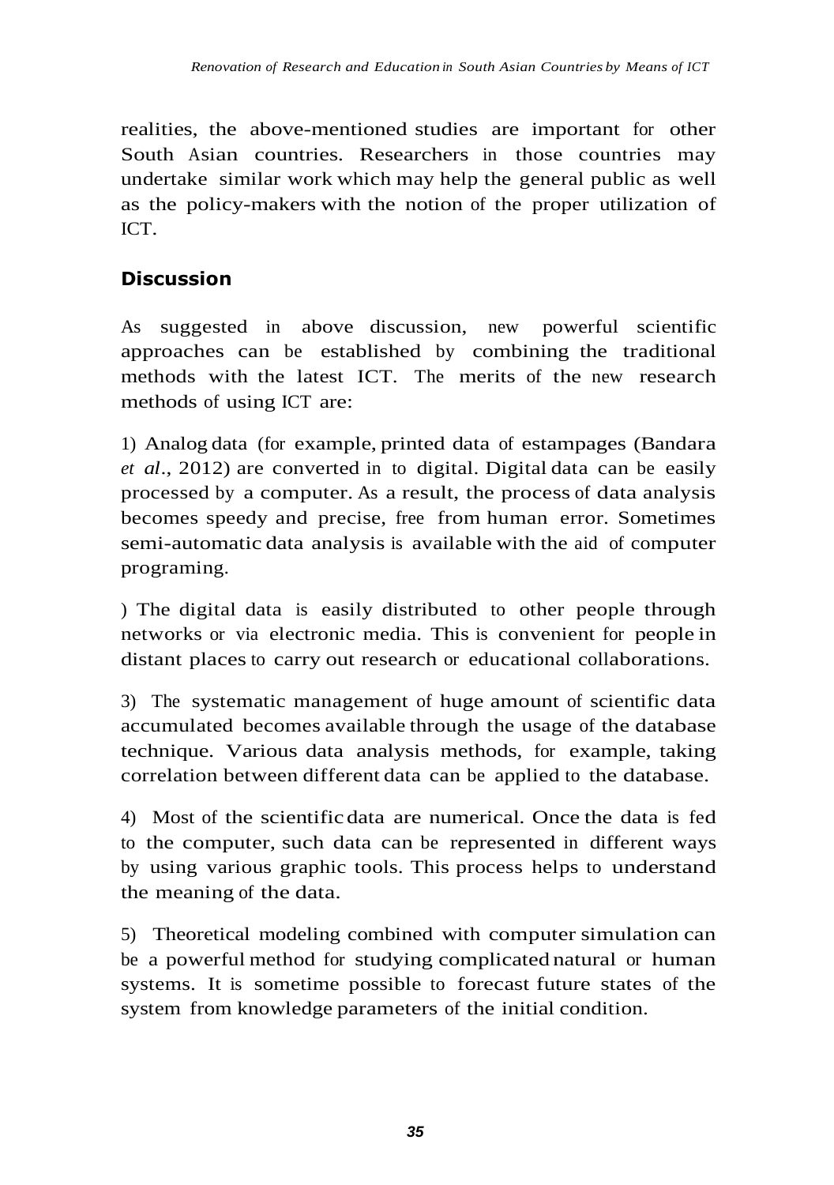realities, the above-mentioned studies are important for other South Asian countries. Researchers in those countries may undertake similar work which may help the general public as well as the policy-makers with the notion of the proper utilization of ICT.

## Discussion

As suggested in above discussion, new powerful scientific approaches can be established by combining the traditional methods with the latest ICT. The merits of the new research methods of using ICT are:

1) Analog data (for example, printed data of estampages (Bandara *et al*., 2012) are converted in to digital. Digital data can be easily processed by a computer. As a result, the process of data analysis becomes speedy and precise, free from human error. Sometimes semi-automatic data analysis is available with the aid of computer programing.

) The digital data is easily distributed to other people through networks or via electronic media. This is convenient for people in distant places to carry out research or educational collaborations.

3) The systematic management of huge amount of scientific data accumulated becomes available through the usage of the database technique. Various data analysis methods, for example, taking correlation between different data can be applied to the database.

4) Most of the scientific data are numerical. Once the data is fed to the computer, such data can be represented in different ways by using various graphic tools. This process helps to understand the meaning of the data.

5) Theoretical modeling combined with computer simulation can be a powerful method for studying complicated natural or human systems. It is sometime possible to forecast future states of the system from knowledge parameters of the initial condition.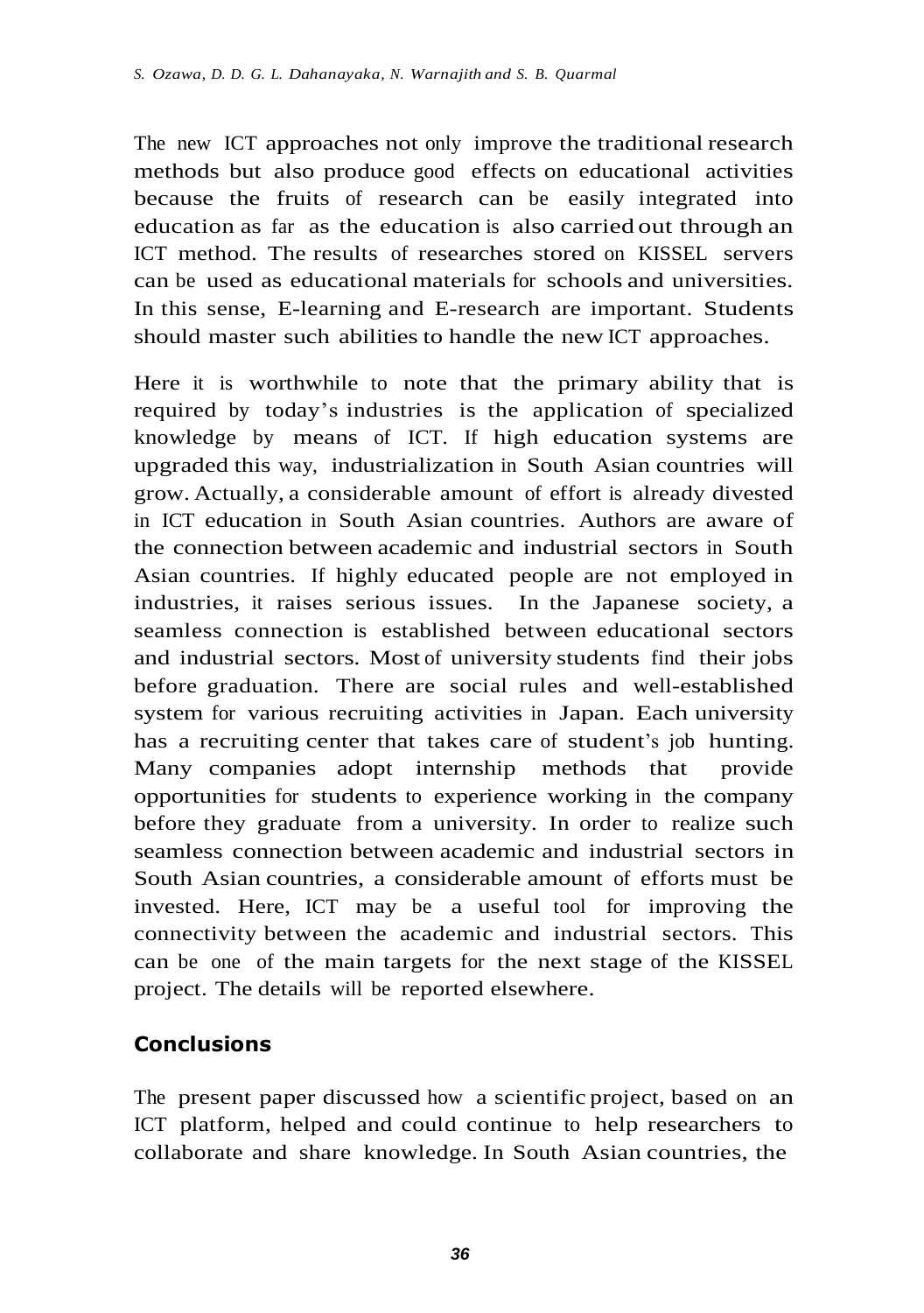The new ICT approaches not only improve the traditional research methods but also produce good effects on educational activities because the fruits of research can be easily integrated into education as far as the education is also carried out through an ICT method. The results of researches stored on KISSEL servers can be used as educational materials for schools and universities. In this sense, E-learning and E-research are important. Students should master such abilities to handle the new ICT approaches.

Here it is worthwhile to note that the primary ability that is required by today's industries is the application of specialized knowledge by means of ICT. If high education systems are upgraded this way, industrialization in South Asian countries will grow. Actually, a considerable amount of effort is already divested in ICT education in South Asian countries. Authors are aware of the connection between academic and industrial sectors in South Asian countries. If highly educated people are not employed in industries, it raises serious issues. In the Japanese society, a seamless connection is established between educational sectors and industrial sectors. Most of university students find their jobs before graduation. There are social rules and well-established system for various recruiting activities in Japan. Each university has a recruiting center that takes care of student's job hunting. Many companies adopt internship methods that provide opportunities for students to experience working in the company before they graduate from a university. In order to realize such seamless connection between academic and industrial sectors in South Asian countries, a considerable amount of efforts must be invested. Here, ICT may be a useful tool for improving the connectivity between the academic and industrial sectors. This can be one of the main targets for the next stage of the KISSEL project. The details will be reported elsewhere.

## Conclusions

The present paper discussed how a scientific project, based on an ICT platform, helped and could continue to help researchers to collaborate and share knowledge. In South Asian countries, the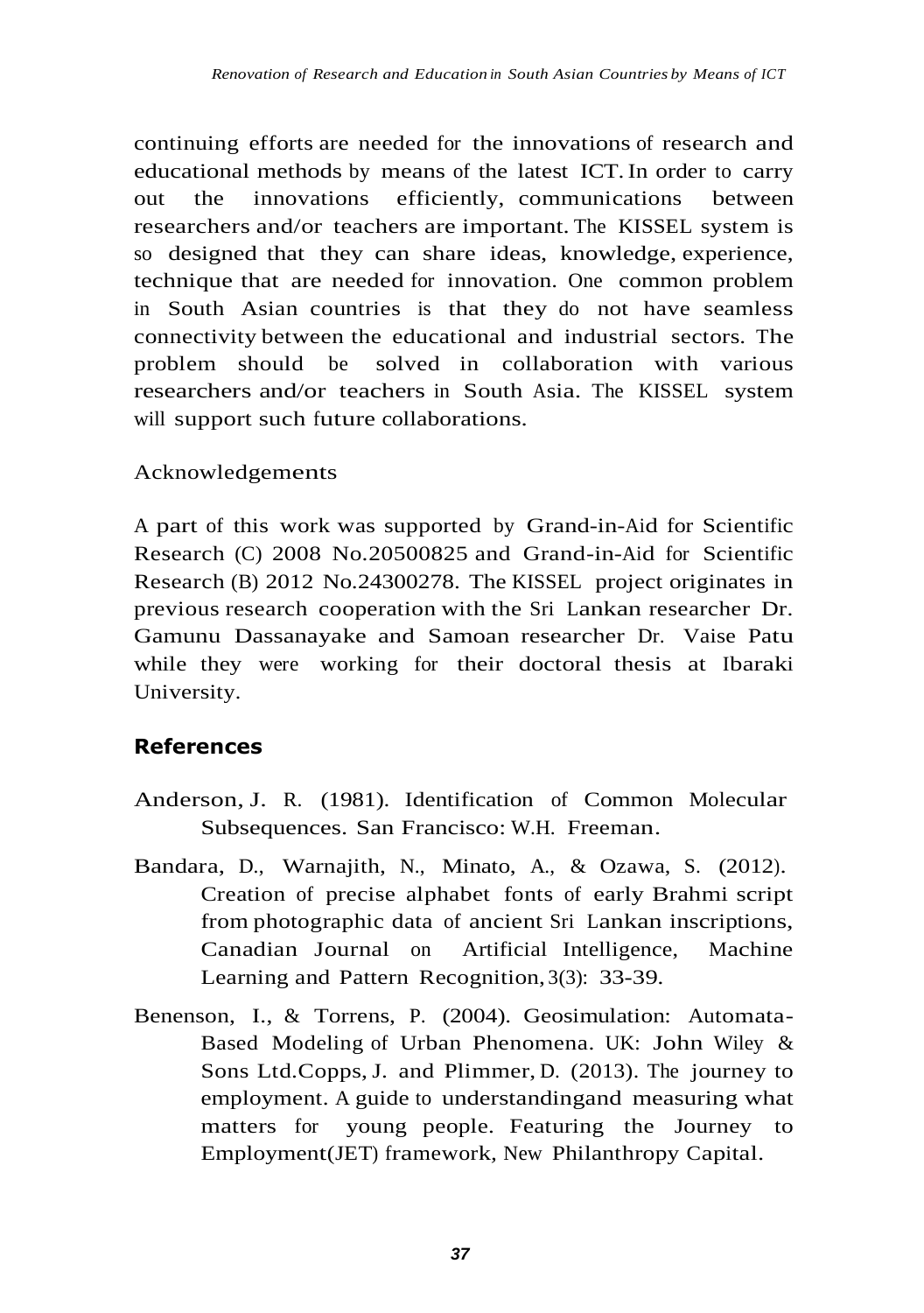continuing efforts are needed for the innovations of research and educational methods by means of the latest ICT. In order to carry out the innovations efficiently, communications between researchers and/or teachers are important. The KISSEL system is so designed that they can share ideas, knowledge, experience, technique that are needed for innovation. One common problem in South Asian countries is that they do not have seamless connectivity between the educational and industrial sectors. The problem should be solved in collaboration with various researchers and/or teachers in South Asia. The KISSEL system will support such future collaborations.

Acknowledgements

A part of this work was supported by Grand-in-Aid for Scientific Research (C) 2008 No.20500825 and Grand-in-Aid for Scientific Research (B) 2012 No.24300278. The KISSEL project originates in previous research cooperation with the Sri Lankan researcher Dr. Gamunu Dassanayake and Samoan researcher Dr. Vaise Patu while they were working for their doctoral thesis at Ibaraki University.

## References

Anderson, J. R. (1981). Identification of Common Molecular Subsequences. San Francisco: W.H. Freeman.

Bandara, D., Warnajith, N., Minato, A., & Ozawa, S. (2012). Creation of precise alphabet fonts of early Brahmi script from photographic data of ancient Sri Lankan inscriptions, Canadian Journal on Artificial Intelligence, Machine Learning and Pattern Recognition, 3(3): 33-39.

Benenson, I., & Torrens, P. (2004). Geosimulation: Automata-Based Modeling of Urban Phenomena. UK: John Wiley & Sons Ltd.Copps, J. and Plimmer, D. (2013). The journey to employment. A guide to understandingand measuring what matters for young people. Featuring the Journey to Employment(JET) framework, New Philanthropy Capital.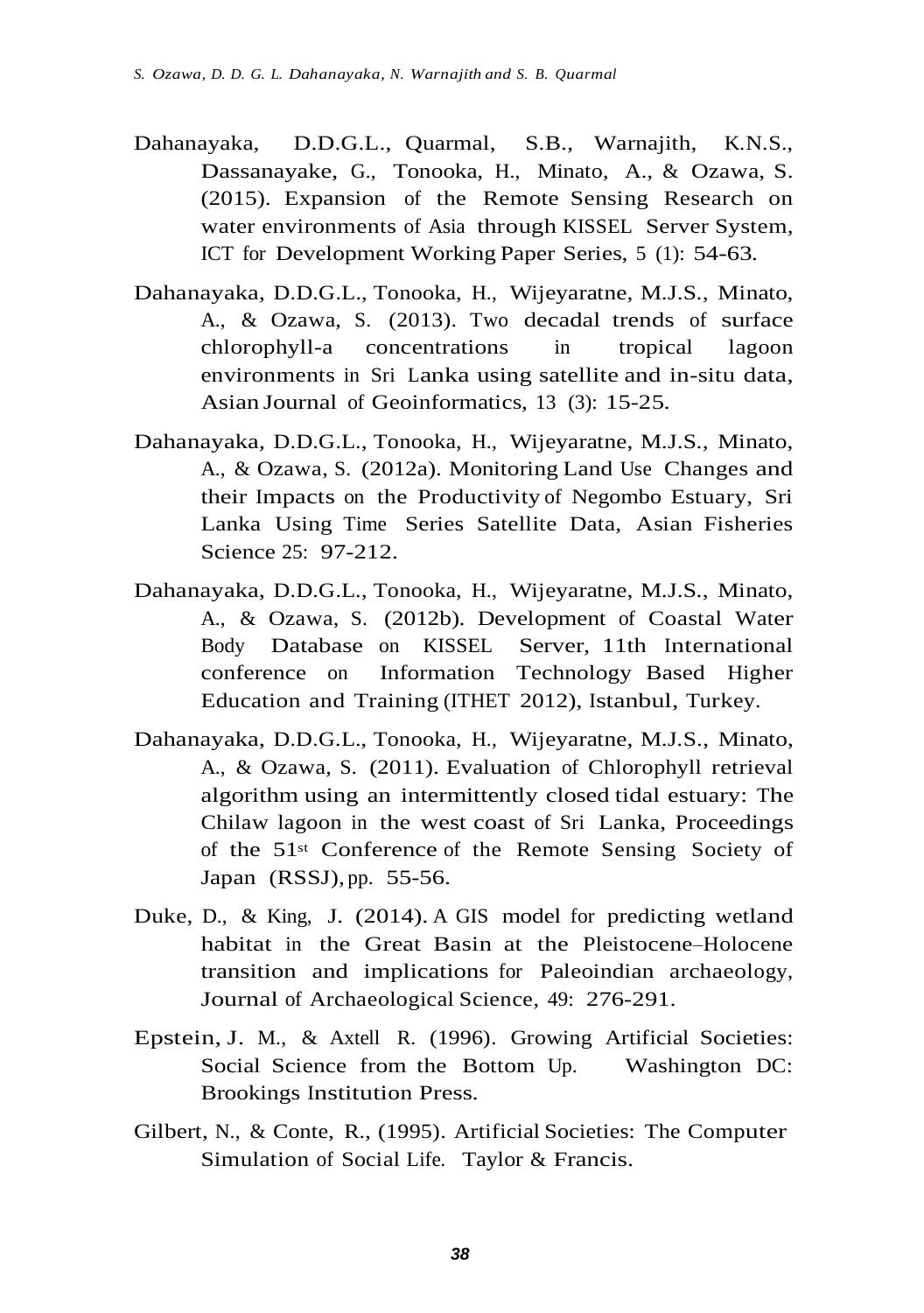Dahanayaka, D.D.G.L., Quarmal, S.B., Warnajith, K.N.S., Dassanayake, G., Tonooka, H., Minato, A., & Ozawa, S. (2015). Expansion of the Remote Sensing Research on water environments of Asia through KISSEL Server System, ICT for Development Working Paper Series, 5 (1): 54-63.

Dahanayaka, D.D.G.L., Tonooka, H., Wijeyaratne, M.J.S., Minato, A., & Ozawa, S. (2013). Two decadal trends of surface chlorophyll-a concentrations in tropical lagoon environments in Sri Lanka using satellite and in-situ data, Asian Journal of Geoinformatics, 13 (3): 15-25.

Dahanayaka, D.D.G.L., Tonooka, H., Wijeyaratne, M.J.S., Minato, A., & Ozawa, S. (2012a). Monitoring Land Use Changes and their Impacts on the Productivity of Negombo Estuary, Sri Lanka Using Time Series Satellite Data, Asian Fisheries Science 25: 97-212.

Dahanayaka, D.D.G.L., Tonooka, H., Wijeyaratne, M.J.S., Minato, A., & Ozawa, S. (2012b). Development of Coastal Water Body Database on KISSEL Server, 11th International conference on Information Technology Based Higher Education and Training (ITHET 2012), Istanbul, Turkey.

Dahanayaka, D.D.G.L., Tonooka, H., Wijeyaratne, M.J.S., Minato, A., & Ozawa, S. (2011). Evaluation of Chlorophyll retrieval algorithm using an intermittently closed tidal estuary: The Chilaw lagoon in the west coast of Sri Lanka, Proceedings of the 51st Conference of the Remote Sensing Society of Japan (RSSJ), pp. 55-56.

Duke, D., & King, J. (2014). A GIS model for predicting wetland habitat in the Great Basin at the Pleistocene–Holocene transition and implications for Paleoindian archaeology, Journal of Archaeological Science, 49: 276-291.

Epstein, J. M., & Axtell R. (1996). Growing Artificial Societies: Social Science from the Bottom Up. Washington DC: Brookings Institution Press.

Gilbert, N., & Conte, R., (1995). Artificial Societies: The Computer Simulation of Social Life. Taylor & Francis.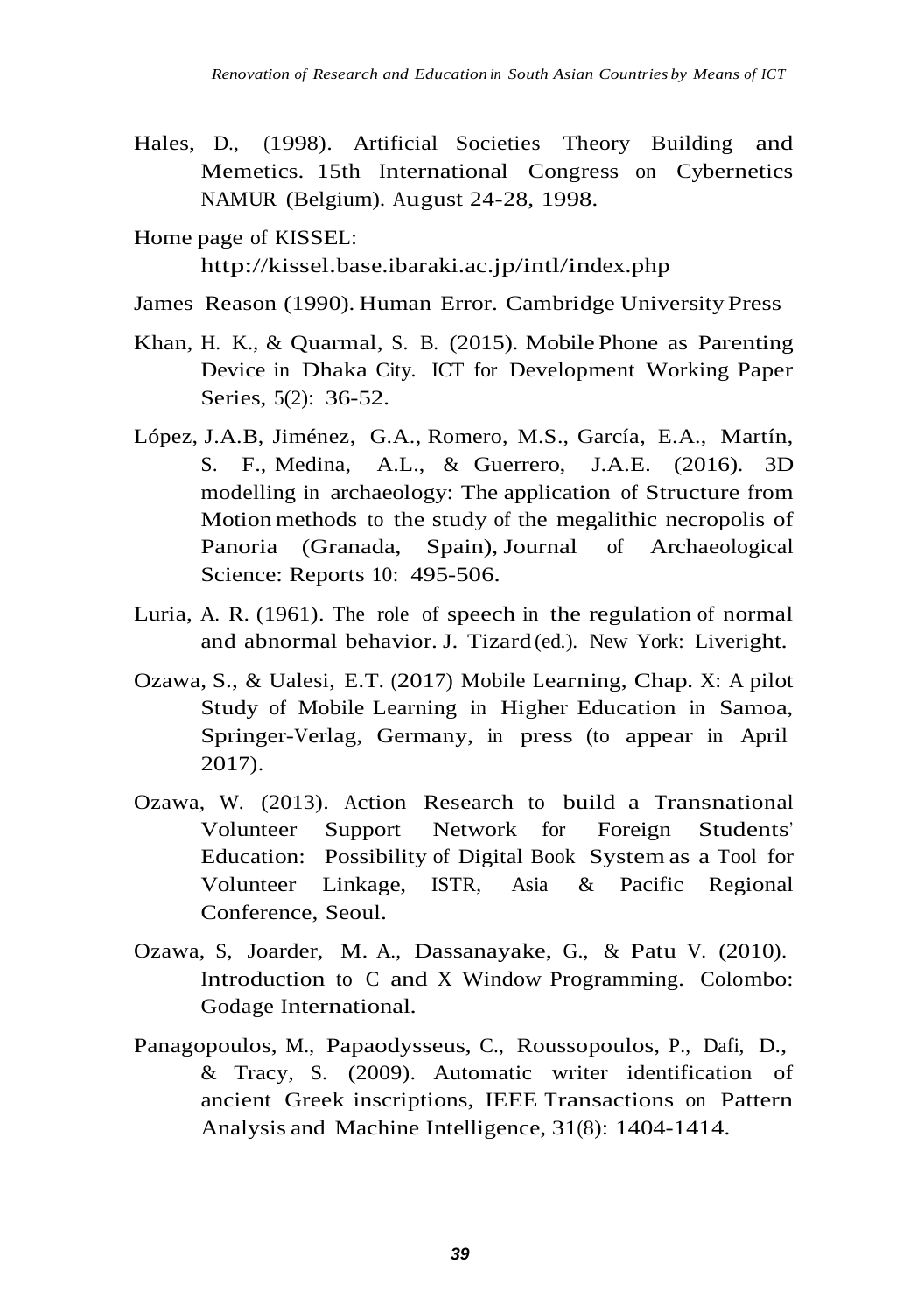Hales, D., (1998). Artificial Societies Theory Building and Memetics. 15th International Congress on Cybernetics NAMUR (Belgium). August 24-28, 1998.

Home page of KISSEL: http://kissel.base.ibaraki.ac.jp/intl/index.php

James Reason (1990). Human Error. Cambridge University Press

Khan, H. K., & Quarmal, S. B. (2015). Mobile Phone as Parenting Device in Dhaka City. ICT for Development Working Paper Series, 5(2): 36-52.

López, J.A.B, Jiménez, G.A., Romero, M.S., García, E.A., Martín, S. F., Medina, A.L., & Guerrero, J.A.E. (2016). 3D modelling in archaeology: The application of Structure from Motion methods to the study of the megalithic necropolis of Panoria (Granada, Spain), Journal of Archaeological Science: Reports 10: 495-506.

Luria, A. R. (1961). The role of speech in the regulation of normal and abnormal behavior. J. Tizard (ed.). New York: Liveright.

Ozawa, S., & Ualesi, E.T. (2017) Mobile Learning, Chap. X: A pilot Study of Mobile Learning in Higher Education in Samoa, Springer-Verlag, Germany, in press (to appear in April 2017).

Ozawa, W. (2013). Action Research to build a Transnational Volunteer Support Network for Foreign Students' Education: Possibility of Digital Book System as a Tool for Volunteer Linkage, ISTR, Asia & Pacific Regional Conference, Seoul.

Ozawa, S, Joarder, M. A., Dassanayake, G., & Patu V. (2010). Introduction to C and X Window Programming. Colombo: Godage International.

Panagopoulos, M., Papaodysseus, C., Roussopoulos, P., Dafi, D., & Tracy, S. (2009). Automatic writer identification of ancient Greek inscriptions, IEEE Transactions on Pattern Analysis and Machine Intelligence, 31(8): 1404-1414.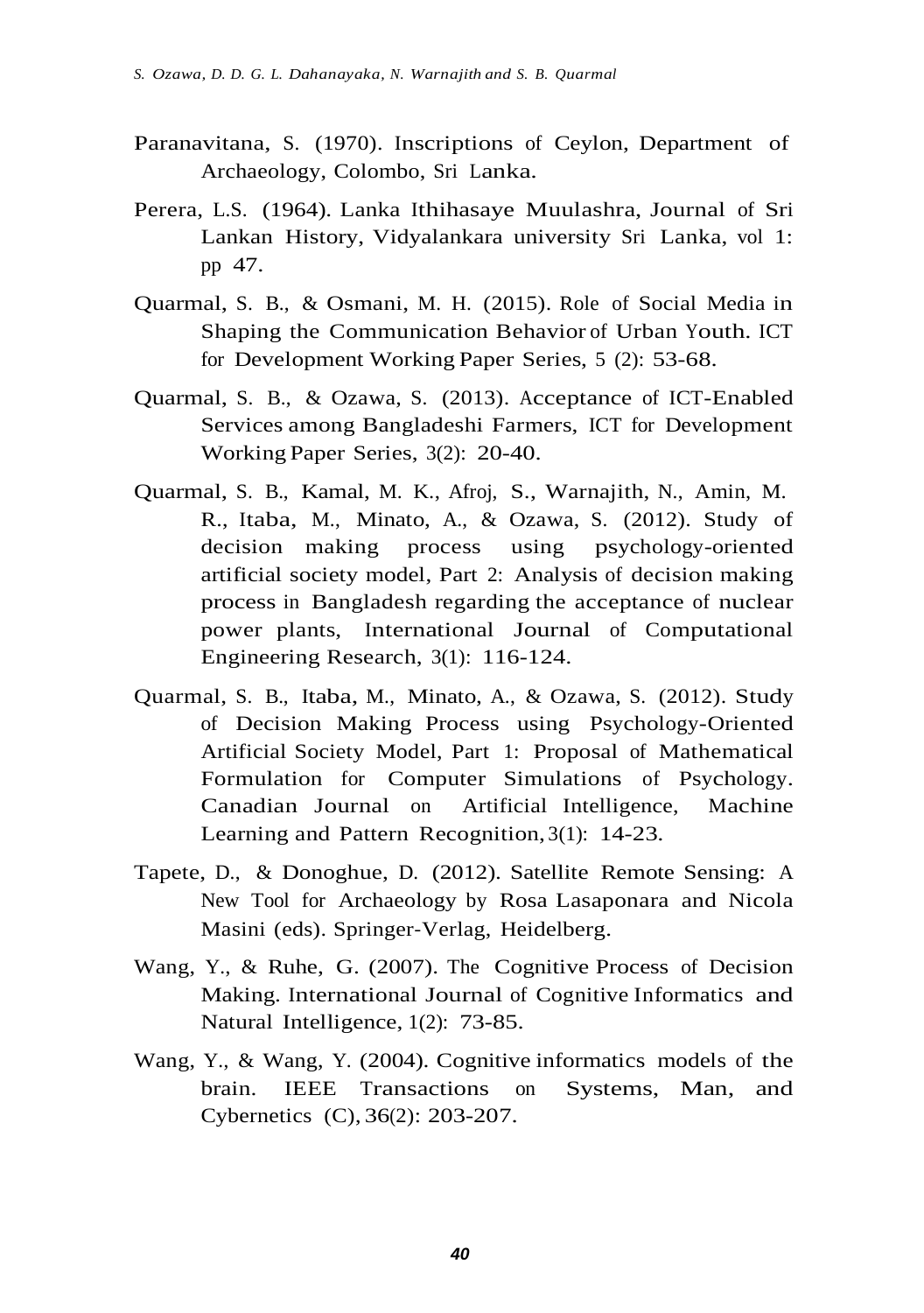Paranavitana, S. (1970). Inscriptions of Ceylon, Department of Archaeology, Colombo, Sri Lanka.

Perera, L.S. (1964). Lanka Ithihasaye Muulashra, Journal of Sri Lankan History, Vidyalankara university Sri Lanka, vol 1: pp 47.

Quarmal, S. B., & Osmani, M. H. (2015). Role of Social Media in Shaping the Communication Behavior of Urban Youth. ICT for Development Working Paper Series, 5 (2): 53-68.

Quarmal, S. B., & Ozawa, S. (2013). Acceptance of ICT-Enabled Services among Bangladeshi Farmers, ICT for Development Working Paper Series, 3(2): 20-40.

Quarmal, S. B., Kamal, M. K., Afroj, S., Warnajith, N., Amin, M. R., Itaba, M., Minato, A., & Ozawa, S. (2012). Study of decision making process using psychology-oriented artificial society model, Part 2: Analysis of decision making process in Bangladesh regarding the acceptance of nuclear power plants, International Journal of Computational Engineering Research, 3(1): 116-124.

Quarmal, S. B., Itaba, M., Minato, A., & Ozawa, S. (2012). Study of Decision Making Process using Psychology-Oriented Artificial Society Model, Part 1: Proposal of Mathematical Formulation for Computer Simulations of Psychology. Canadian Journal on Artificial Intelligence, Machine Learning and Pattern Recognition, 3(1): 14-23.

Tapete, D., & Donoghue, D. (2012). Satellite Remote Sensing: A New Tool for Archaeology by Rosa Lasaponara and Nicola Masini (eds). Springer-Verlag, Heidelberg.

Wang, Y., & Ruhe, G. (2007). The Cognitive Process of Decision Making. International Journal of Cognitive Informatics and Natural Intelligence, 1(2): 73-85.

Wang, Y., & Wang, Y. (2004). Cognitive informatics models of the brain. IEEE Transactions on Systems, Man, and Cybernetics (C), 36(2): 203-207.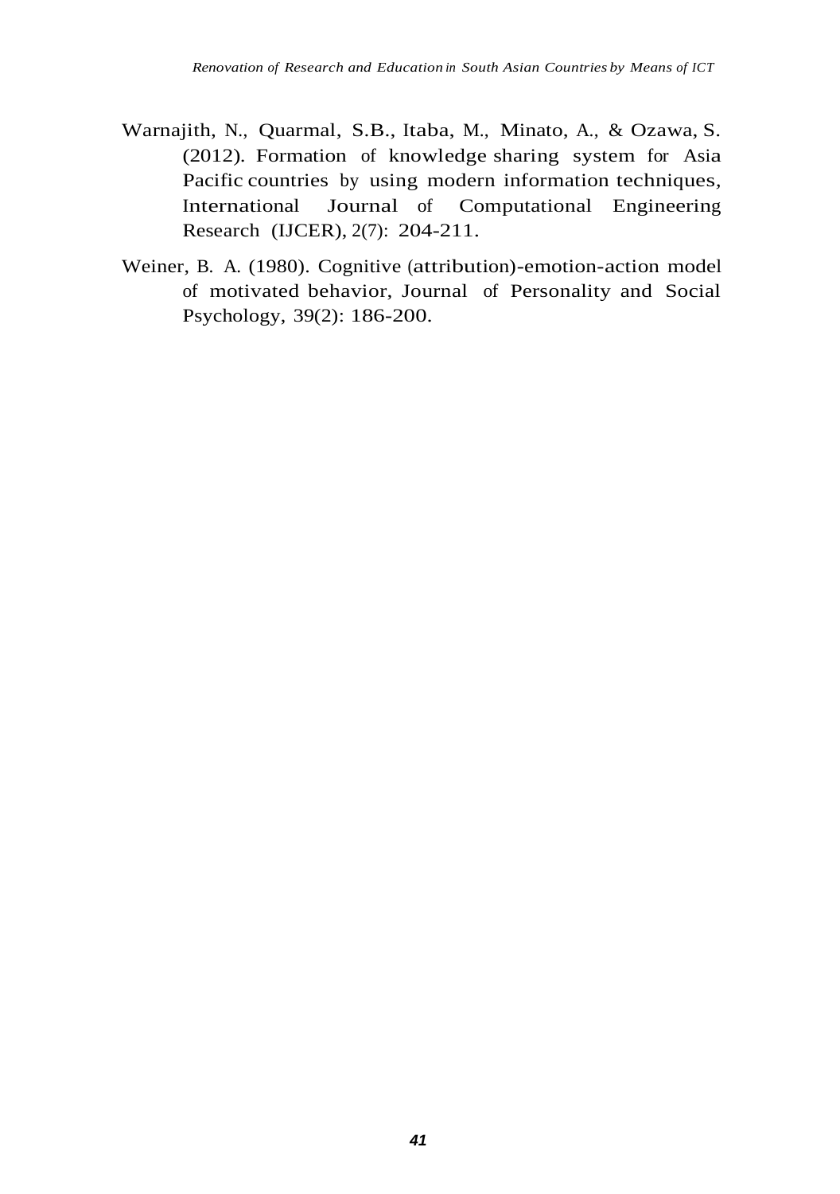Warnajith, N., Quarmal, S.B., Itaba, M., Minato, A., & Ozawa, S. (2012). Formation of knowledge sharing system for Asia Pacific countries by using modern information techniques, International Journal of Computational Engineering Research (IJCER), 2(7): 204-211.

Weiner, B. A. (1980). Cognitive (attribution)-emotion-action model of motivated behavior, Journal of Personality and Social Psychology, 39(2): 186-200.